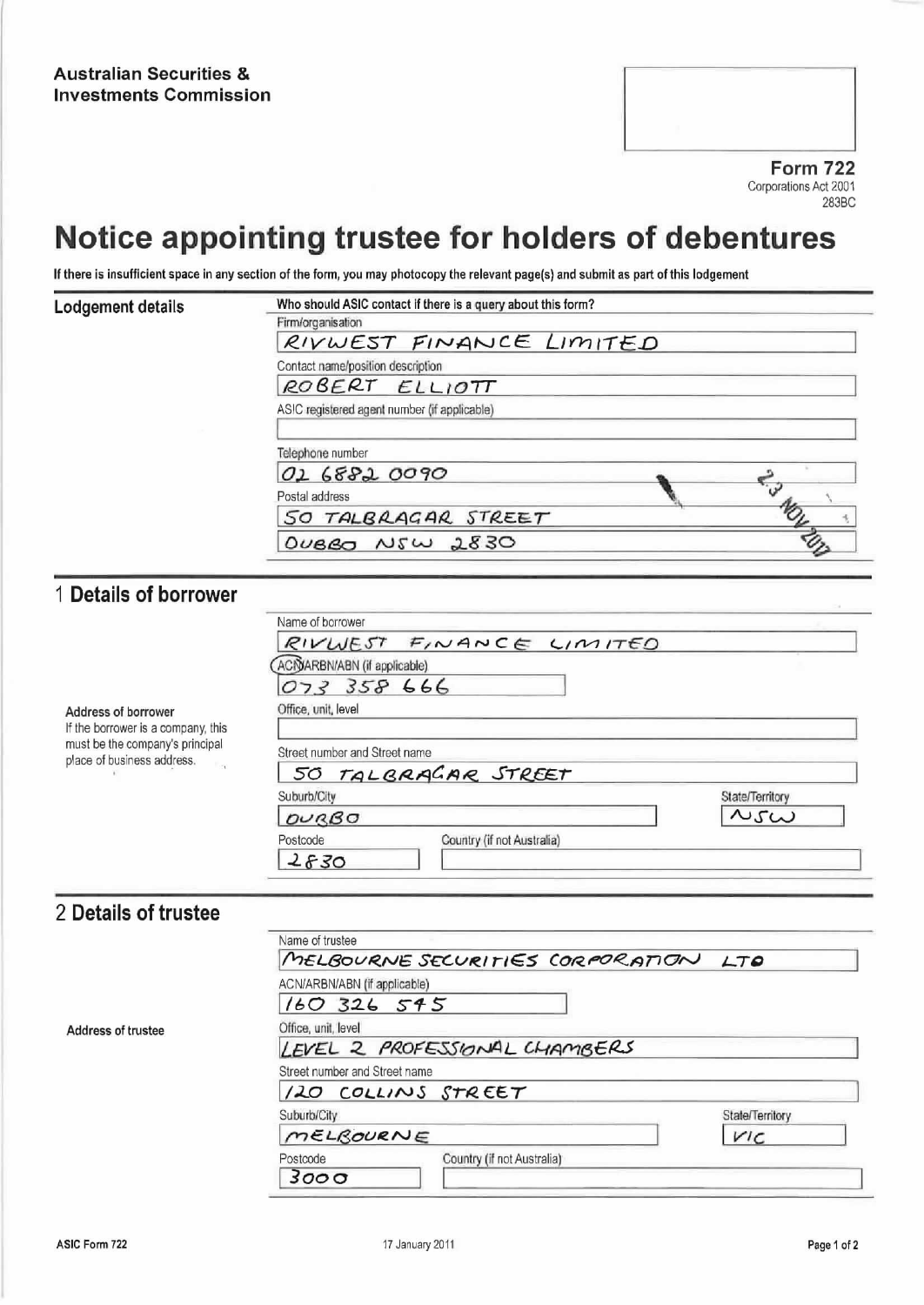**Australian Securities & Investments Commission**

**Form 722**
Corporations Act 2001
283BC

# Notice appointing trustee for holders of debentures

**If there is insufficient space in any section of the form, you may photocopy the relevant page(s) and submit as part of this lodgement**

## Lodgement details

**Who should ASIC contact if there is a query about this form?**

Firm/organisation
RIVWEST FINANCE LIMITED

Contact name/position description
ROBERT ELLIOTT

ASIC registered agent number (if applicable)

Telephone number
02 6882 0090

Postal address
50 TALBRAGAR STREET
DUBBO NSW 2830

23 NOV 2017

## 1 Details of borrower

Name of borrower
RIVWEST FINANCE LIMITED

ACN/ARBN/ABN (if applicable)
073 358 666

**Address of borrower**
If the borrower is a company, this must be the company's principal place of business address.

Office, unit, level

Street number and Street name
50 TALBRAGAR STREET

Suburb/City
DUBBO

State/Territory
NSW

Postcode
2830

Country (if not Australia)

## 2 Details of trustee

Name of trustee
MELBOURNE SECURITIES CORPORATION LTD

ACN/ARBN/ABN (if applicable)
160 326 545

**Address of trustee**

Office, unit, level
LEVEL 2 PROFESSIONAL CHAMBERS

Street number and Street name
120 COLLINS STREET

Suburb/City
MELBOURNE

State/Territory
VIC

Postcode
3000

Country (if not Australia)

ASIC Form 722 — 17 January 2011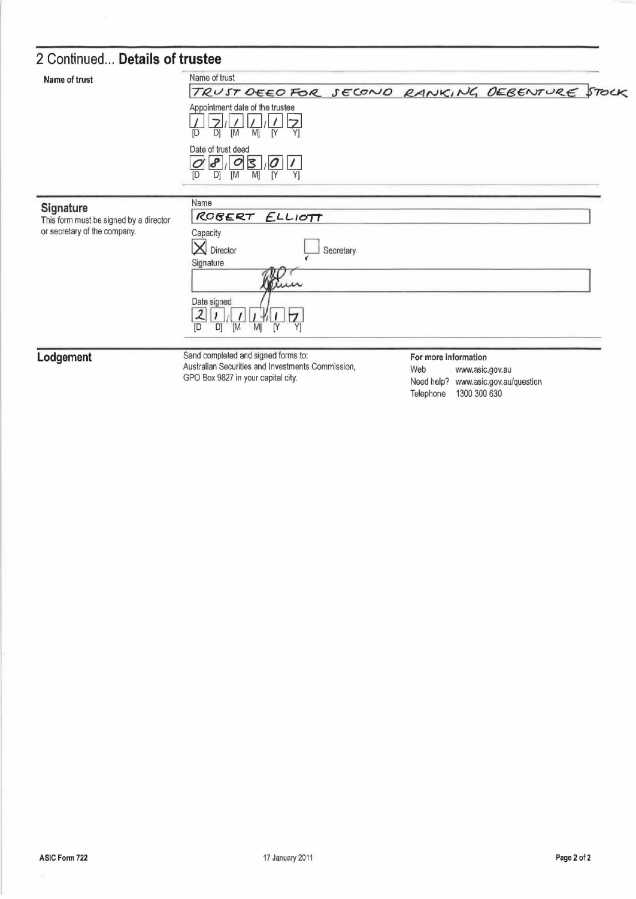## 2 Continued... **Details of trustee**

**Name of trust**

Name of trust

TRUST DEED FOR SECOND RANKING DEBENTURE STOCK

Appointment date of the trustee

1 7 / 1 1 / 1 7
[D D] [M M] [Y Y]

Date of trust deed

0 8 / 0 3 / 0 1
[D D] [M M] [Y Y]

## Signature

This form must be signed by a director or secretary of the company.

Name

ROBERT ELLIOTT

Capacity

[X] Director

[ ] Secretary

Signature

Date signed

2 1 / 1 1 / 1 7
[D D] [M M] [Y Y]

## Lodgement

Send completed and signed forms to:
Australian Securities and Investments Commission,
GPO Box 9827 in your capital city.

**For more information**

Web www.asic.gov.au
Need help? www.asic.gov.au/question
Telephone 1300 300 630

ASIC Form 722 17 January 2011